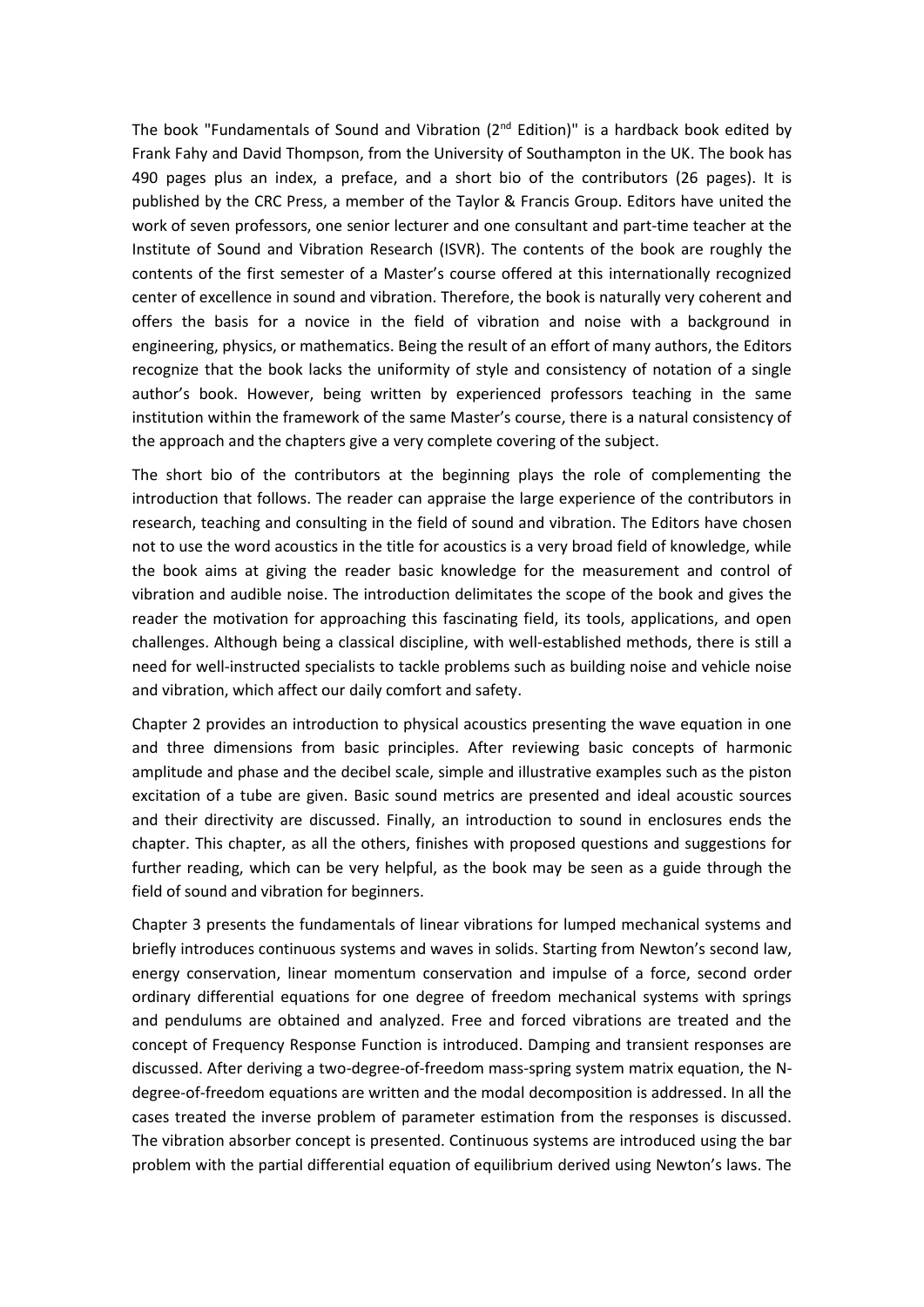The book "Fundamentals of Sound and Vibration (2$^{nd}$ Edition)" is a hardback book edited by Frank Fahy and David Thompson, from the University of Southampton in the UK. The book has 490 pages plus an index, a preface, and a short bio of the contributors (26 pages). It is published by the CRC Press, a member of the Taylor & Francis Group. Editors have united the work of seven professors, one senior lecturer and one consultant and part-time teacher at the Institute of Sound and Vibration Research (ISVR). The contents of the book are roughly the contents of the first semester of a Master's course offered at this internationally recognized center of excellence in sound and vibration. Therefore, the book is naturally very coherent and offers the basis for a novice in the field of vibration and noise with a background in engineering, physics, or mathematics. Being the result of an effort of many authors, the Editors recognize that the book lacks the uniformity of style and consistency of notation of a single author's book. However, being written by experienced professors teaching in the same institution within the framework of the same Master's course, there is a natural consistency of the approach and the chapters give a very complete covering of the subject.

The short bio of the contributors at the beginning plays the role of complementing the introduction that follows. The reader can appraise the large experience of the contributors in research, teaching and consulting in the field of sound and vibration. The Editors have chosen not to use the word acoustics in the title for acoustics is a very broad field of knowledge, while the book aims at giving the reader basic knowledge for the measurement and control of vibration and audible noise. The introduction delimitates the scope of the book and gives the reader the motivation for approaching this fascinating field, its tools, applications, and open challenges. Although being a classical discipline, with well-established methods, there is still a need for well-instructed specialists to tackle problems such as building noise and vehicle noise and vibration, which affect our daily comfort and safety.

Chapter 2 provides an introduction to physical acoustics presenting the wave equation in one and three dimensions from basic principles. After reviewing basic concepts of harmonic amplitude and phase and the decibel scale, simple and illustrative examples such as the piston excitation of a tube are given. Basic sound metrics are presented and ideal acoustic sources and their directivity are discussed. Finally, an introduction to sound in enclosures ends the chapter. This chapter, as all the others, finishes with proposed questions and suggestions for further reading, which can be very helpful, as the book may be seen as a guide through the field of sound and vibration for beginners.

Chapter 3 presents the fundamentals of linear vibrations for lumped mechanical systems and briefly introduces continuous systems and waves in solids. Starting from Newton's second law, energy conservation, linear momentum conservation and impulse of a force, second order ordinary differential equations for one degree of freedom mechanical systems with springs and pendulums are obtained and analyzed. Free and forced vibrations are treated and the concept of Frequency Response Function is introduced. Damping and transient responses are discussed. After deriving a two-degree-of-freedom mass-spring system matrix equation, the N-degree-of-freedom equations are written and the modal decomposition is addressed. In all the cases treated the inverse problem of parameter estimation from the responses is discussed. The vibration absorber concept is presented. Continuous systems are introduced using the bar problem with the partial differential equation of equilibrium derived using Newton's laws. The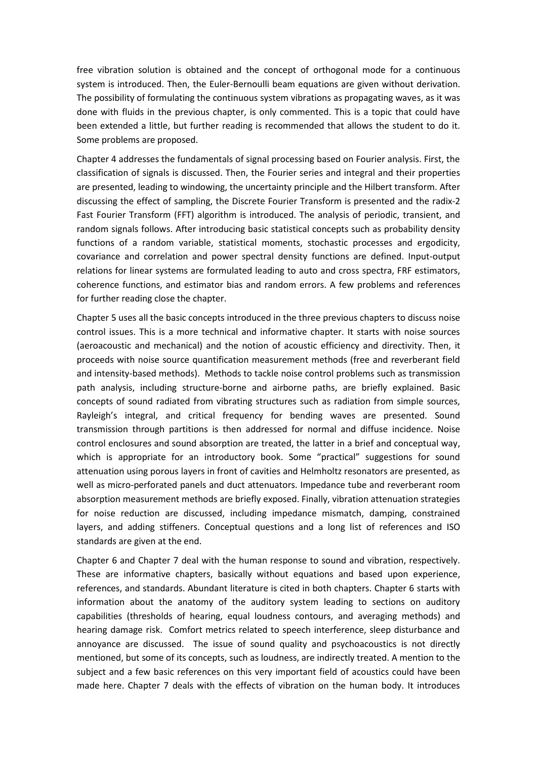free vibration solution is obtained and the concept of orthogonal mode for a continuous system is introduced. Then, the Euler-Bernoulli beam equations are given without derivation. The possibility of formulating the continuous system vibrations as propagating waves, as it was done with fluids in the previous chapter, is only commented. This is a topic that could have been extended a little, but further reading is recommended that allows the student to do it. Some problems are proposed.

Chapter 4 addresses the fundamentals of signal processing based on Fourier analysis. First, the classification of signals is discussed. Then, the Fourier series and integral and their properties are presented, leading to windowing, the uncertainty principle and the Hilbert transform. After discussing the effect of sampling, the Discrete Fourier Transform is presented and the radix-2 Fast Fourier Transform (FFT) algorithm is introduced. The analysis of periodic, transient, and random signals follows. After introducing basic statistical concepts such as probability density functions of a random variable, statistical moments, stochastic processes and ergodicity, covariance and correlation and power spectral density functions are defined. Input-output relations for linear systems are formulated leading to auto and cross spectra, FRF estimators, coherence functions, and estimator bias and random errors. A few problems and references for further reading close the chapter.

Chapter 5 uses all the basic concepts introduced in the three previous chapters to discuss noise control issues. This is a more technical and informative chapter. It starts with noise sources (aeroacoustic and mechanical) and the notion of acoustic efficiency and directivity. Then, it proceeds with noise source quantification measurement methods (free and reverberant field and intensity-based methods). Methods to tackle noise control problems such as transmission path analysis, including structure-borne and airborne paths, are briefly explained. Basic concepts of sound radiated from vibrating structures such as radiation from simple sources, Rayleigh's integral, and critical frequency for bending waves are presented. Sound transmission through partitions is then addressed for normal and diffuse incidence. Noise control enclosures and sound absorption are treated, the latter in a brief and conceptual way, which is appropriate for an introductory book. Some "practical" suggestions for sound attenuation using porous layers in front of cavities and Helmholtz resonators are presented, as well as micro-perforated panels and duct attenuators. Impedance tube and reverberant room absorption measurement methods are briefly exposed. Finally, vibration attenuation strategies for noise reduction are discussed, including impedance mismatch, damping, constrained layers, and adding stiffeners. Conceptual questions and a long list of references and ISO standards are given at the end.

Chapter 6 and Chapter 7 deal with the human response to sound and vibration, respectively. These are informative chapters, basically without equations and based upon experience, references, and standards. Abundant literature is cited in both chapters. Chapter 6 starts with information about the anatomy of the auditory system leading to sections on auditory capabilities (thresholds of hearing, equal loudness contours, and averaging methods) and hearing damage risk. Comfort metrics related to speech interference, sleep disturbance and annoyance are discussed. The issue of sound quality and psychoacoustics is not directly mentioned, but some of its concepts, such as loudness, are indirectly treated. A mention to the subject and a few basic references on this very important field of acoustics could have been made here. Chapter 7 deals with the effects of vibration on the human body. It introduces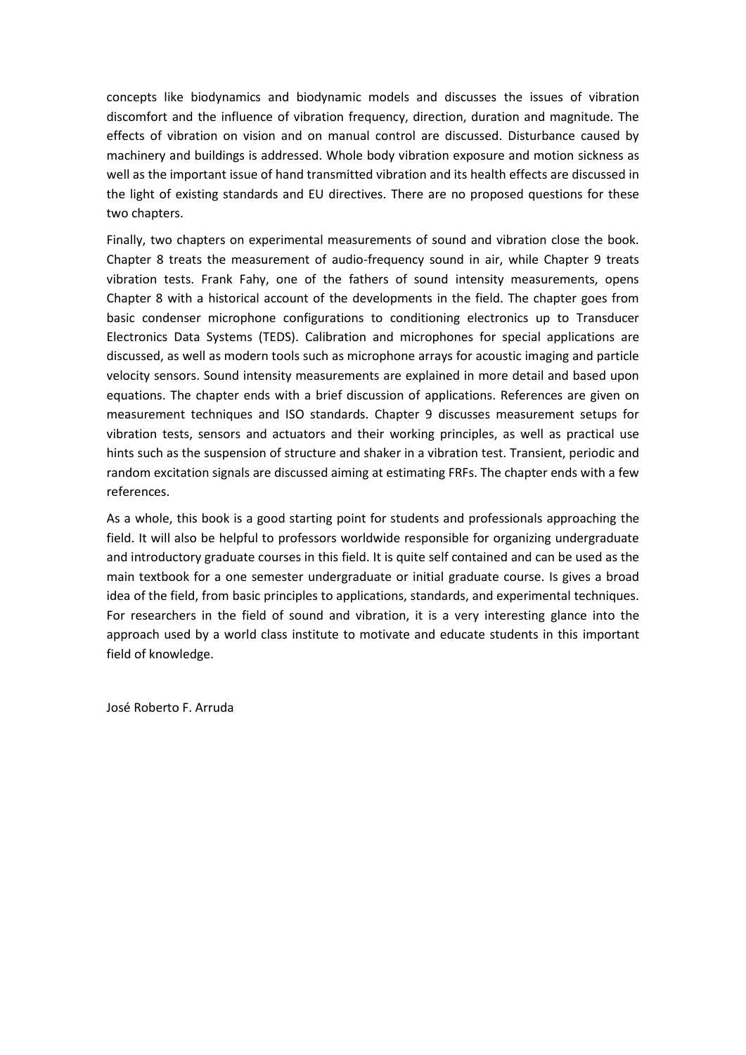concepts like biodynamics and biodynamic models and discusses the issues of vibration discomfort and the influence of vibration frequency, direction, duration and magnitude. The effects of vibration on vision and on manual control are discussed. Disturbance caused by machinery and buildings is addressed. Whole body vibration exposure and motion sickness as well as the important issue of hand transmitted vibration and its health effects are discussed in the light of existing standards and EU directives. There are no proposed questions for these two chapters.

Finally, two chapters on experimental measurements of sound and vibration close the book. Chapter 8 treats the measurement of audio-frequency sound in air, while Chapter 9 treats vibration tests. Frank Fahy, one of the fathers of sound intensity measurements, opens Chapter 8 with a historical account of the developments in the field. The chapter goes from basic condenser microphone configurations to conditioning electronics up to Transducer Electronics Data Systems (TEDS). Calibration and microphones for special applications are discussed, as well as modern tools such as microphone arrays for acoustic imaging and particle velocity sensors. Sound intensity measurements are explained in more detail and based upon equations. The chapter ends with a brief discussion of applications. References are given on measurement techniques and ISO standards. Chapter 9 discusses measurement setups for vibration tests, sensors and actuators and their working principles, as well as practical use hints such as the suspension of structure and shaker in a vibration test. Transient, periodic and random excitation signals are discussed aiming at estimating FRFs. The chapter ends with a few references.

As a whole, this book is a good starting point for students and professionals approaching the field. It will also be helpful to professors worldwide responsible for organizing undergraduate and introductory graduate courses in this field. It is quite self contained and can be used as the main textbook for a one semester undergraduate or initial graduate course. Is gives a broad idea of the field, from basic principles to applications, standards, and experimental techniques. For researchers in the field of sound and vibration, it is a very interesting glance into the approach used by a world class institute to motivate and educate students in this important field of knowledge.

José Roberto F. Arruda